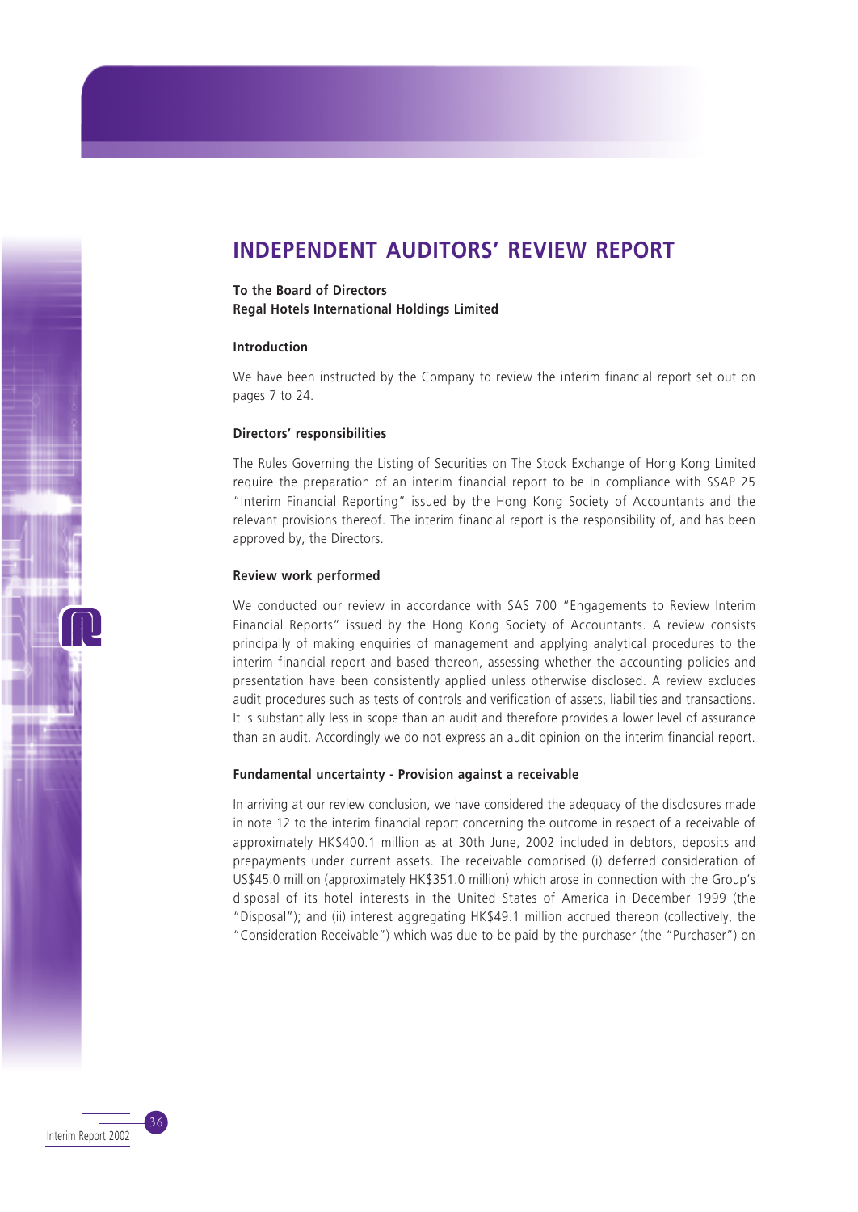# INDEPENDENT AUDITORS' REVIEW REPORT

**To the Board of Directors**
**Regal Hotels International Holdings Limited**

**Introduction**

We have been instructed by the Company to review the interim financial report set out on pages 7 to 24.

**Directors' responsibilities**

The Rules Governing the Listing of Securities on The Stock Exchange of Hong Kong Limited require the preparation of an interim financial report to be in compliance with SSAP 25 "Interim Financial Reporting" issued by the Hong Kong Society of Accountants and the relevant provisions thereof. The interim financial report is the responsibility of, and has been approved by, the Directors.

**Review work performed**

We conducted our review in accordance with SAS 700 "Engagements to Review Interim Financial Reports" issued by the Hong Kong Society of Accountants. A review consists principally of making enquiries of management and applying analytical procedures to the interim financial report and based thereon, assessing whether the accounting policies and presentation have been consistently applied unless otherwise disclosed. A review excludes audit procedures such as tests of controls and verification of assets, liabilities and transactions. It is substantially less in scope than an audit and therefore provides a lower level of assurance than an audit. Accordingly we do not express an audit opinion on the interim financial report.

**Fundamental uncertainty - Provision against a receivable**

In arriving at our review conclusion, we have considered the adequacy of the disclosures made in note 12 to the interim financial report concerning the outcome in respect of a receivable of approximately HK$400.1 million as at 30th June, 2002 included in debtors, deposits and prepayments under current assets. The receivable comprised (i) deferred consideration of US$45.0 million (approximately HK$351.0 million) which arose in connection with the Group's disposal of its hotel interests in the United States of America in December 1999 (the "Disposal"); and (ii) interest aggregating HK$49.1 million accrued thereon (collectively, the "Consideration Receivable") which was due to be paid by the purchaser (the "Purchaser") on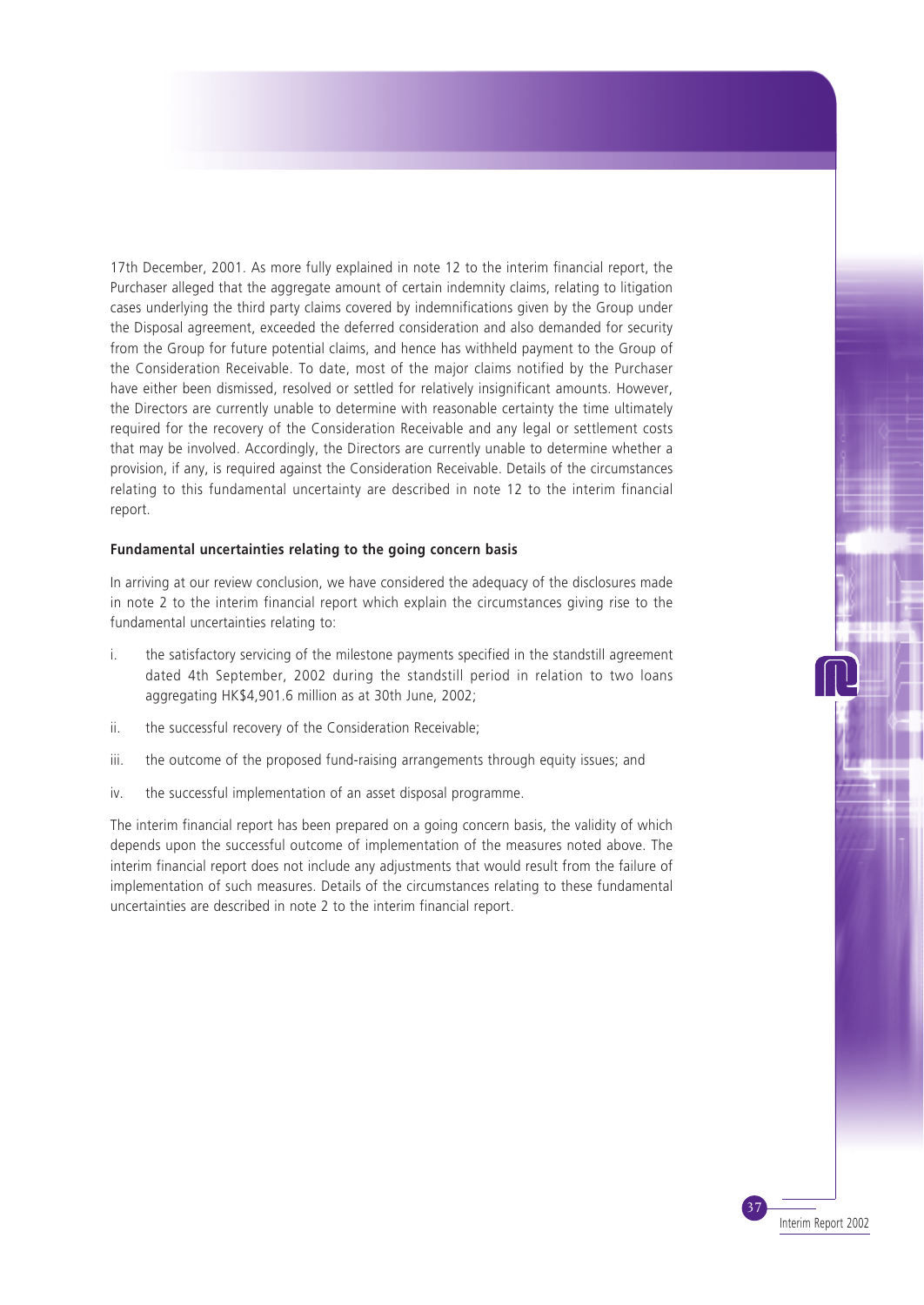17th December, 2001. As more fully explained in note 12 to the interim financial report, the Purchaser alleged that the aggregate amount of certain indemnity claims, relating to litigation cases underlying the third party claims covered by indemnifications given by the Group under the Disposal agreement, exceeded the deferred consideration and also demanded for security from the Group for future potential claims, and hence has withheld payment to the Group of the Consideration Receivable. To date, most of the major claims notified by the Purchaser have either been dismissed, resolved or settled for relatively insignificant amounts. However, the Directors are currently unable to determine with reasonable certainty the time ultimately required for the recovery of the Consideration Receivable and any legal or settlement costs that may be involved. Accordingly, the Directors are currently unable to determine whether a provision, if any, is required against the Consideration Receivable. Details of the circumstances relating to this fundamental uncertainty are described in note 12 to the interim financial report.

**Fundamental uncertainties relating to the going concern basis**

In arriving at our review conclusion, we have considered the adequacy of the disclosures made in note 2 to the interim financial report which explain the circumstances giving rise to the fundamental uncertainties relating to:

i. the satisfactory servicing of the milestone payments specified in the standstill agreement dated 4th September, 2002 during the standstill period in relation to two loans aggregating HK$4,901.6 million as at 30th June, 2002;

ii. the successful recovery of the Consideration Receivable;

iii. the outcome of the proposed fund-raising arrangements through equity issues; and

iv. the successful implementation of an asset disposal programme.

The interim financial report has been prepared on a going concern basis, the validity of which depends upon the successful outcome of implementation of the measures noted above. The interim financial report does not include any adjustments that would result from the failure of implementation of such measures. Details of the circumstances relating to these fundamental uncertainties are described in note 2 to the interim financial report.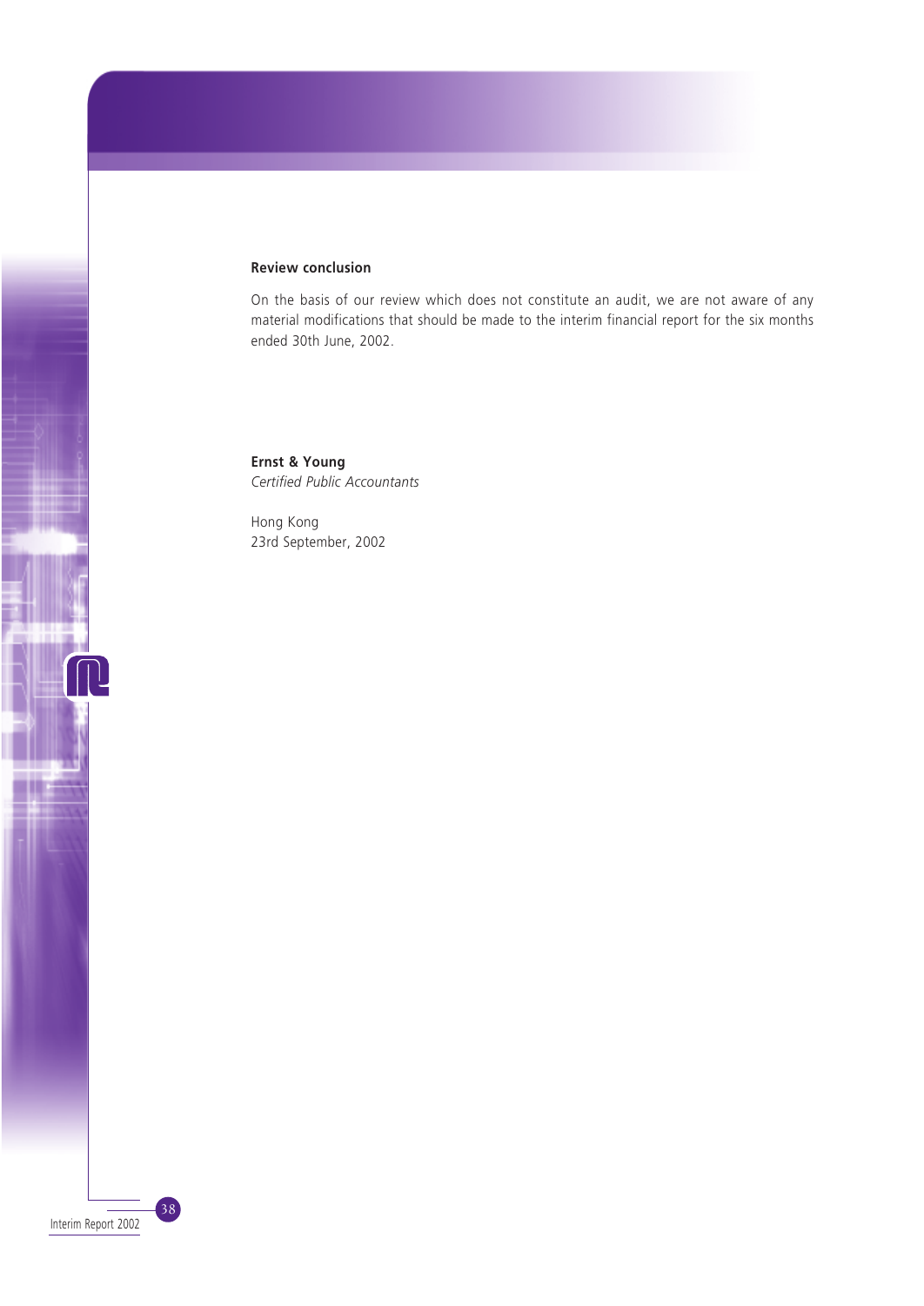**Review conclusion**

On the basis of our review which does not constitute an audit, we are not aware of any material modifications that should be made to the interim financial report for the six months ended 30th June, 2002.

**Ernst & Young**
*Certified Public Accountants*

Hong Kong
23rd September, 2002